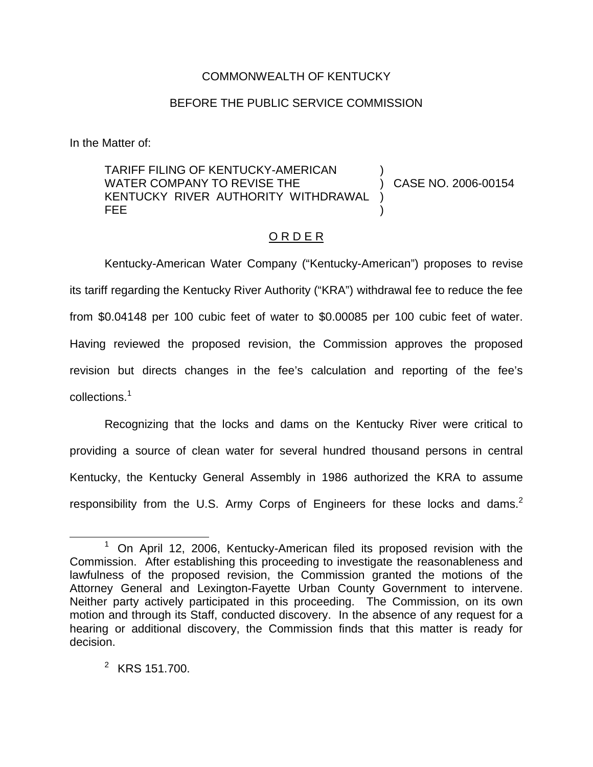COMMONWEALTH OF KENTUCKY

BEFORE THE PUBLIC SERVICE COMMISSION

In the Matter of:

TARIFF FILING OF KENTUCKY-AMERICAN WATER COMPANY TO REVISE THE KENTUCKY RIVER AUTHORITY WITHDRAWAL FEE ) CASE NO. 2006-00154

O R D E R

Kentucky-American Water Company ("Kentucky-American") proposes to revise its tariff regarding the Kentucky River Authority ("KRA") withdrawal fee to reduce the fee from $0.04148 per 100 cubic feet of water to $0.00085 per 100 cubic feet of water. Having reviewed the proposed revision, the Commission approves the proposed revision but directs changes in the fee's calculation and reporting of the fee's collections.[1]

Recognizing that the locks and dams on the Kentucky River were critical to providing a source of clean water for several hundred thousand persons in central Kentucky, the Kentucky General Assembly in 1986 authorized the KRA to assume responsibility from the U.S. Army Corps of Engineers for these locks and dams.[2]

[1] On April 12, 2006, Kentucky-American filed its proposed revision with the Commission. After establishing this proceeding to investigate the reasonableness and lawfulness of the proposed revision, the Commission granted the motions of the Attorney General and Lexington-Fayette Urban County Government to intervene. Neither party actively participated in this proceeding. The Commission, on its own motion and through its Staff, conducted discovery. In the absence of any request for a hearing or additional discovery, the Commission finds that this matter is ready for decision.

[2] KRS 151.700.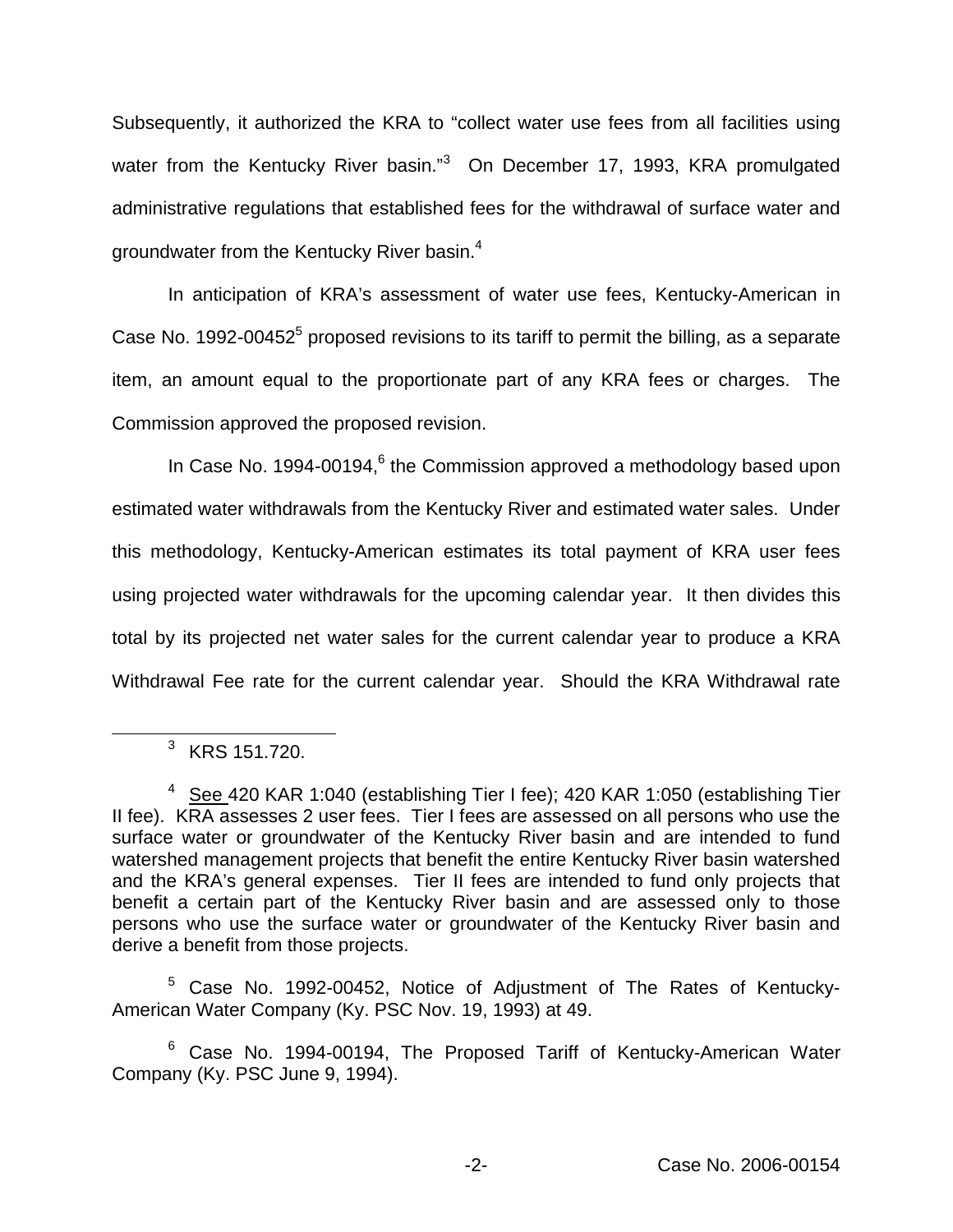Subsequently, it authorized the KRA to "collect water use fees from all facilities using water from the Kentucky River basin."[3] On December 17, 1993, KRA promulgated administrative regulations that established fees for the withdrawal of surface water and groundwater from the Kentucky River basin.[4]

In anticipation of KRA's assessment of water use fees, Kentucky-American in Case No. 1992-00452[5] proposed revisions to its tariff to permit the billing, as a separate item, an amount equal to the proportionate part of any KRA fees or charges. The Commission approved the proposed revision.

In Case No. 1994-00194,[6] the Commission approved a methodology based upon estimated water withdrawals from the Kentucky River and estimated water sales. Under this methodology, Kentucky-American estimates its total payment of KRA user fees using projected water withdrawals for the upcoming calendar year. It then divides this total by its projected net water sales for the current calendar year to produce a KRA Withdrawal Fee rate for the current calendar year. Should the KRA Withdrawal rate

[3] KRS 151.720.

[4] See 420 KAR 1:040 (establishing Tier I fee); 420 KAR 1:050 (establishing Tier II fee). KRA assesses 2 user fees. Tier I fees are assessed on all persons who use the surface water or groundwater of the Kentucky River basin and are intended to fund watershed management projects that benefit the entire Kentucky River basin watershed and the KRA's general expenses. Tier II fees are intended to fund only projects that benefit a certain part of the Kentucky River basin and are assessed only to those persons who use the surface water or groundwater of the Kentucky River basin and derive a benefit from those projects.

[5] Case No. 1992-00452, Notice of Adjustment of The Rates of Kentucky-American Water Company (Ky. PSC Nov. 19, 1993) at 49.

[6] Case No. 1994-00194, The Proposed Tariff of Kentucky-American Water Company (Ky. PSC June 9, 1994).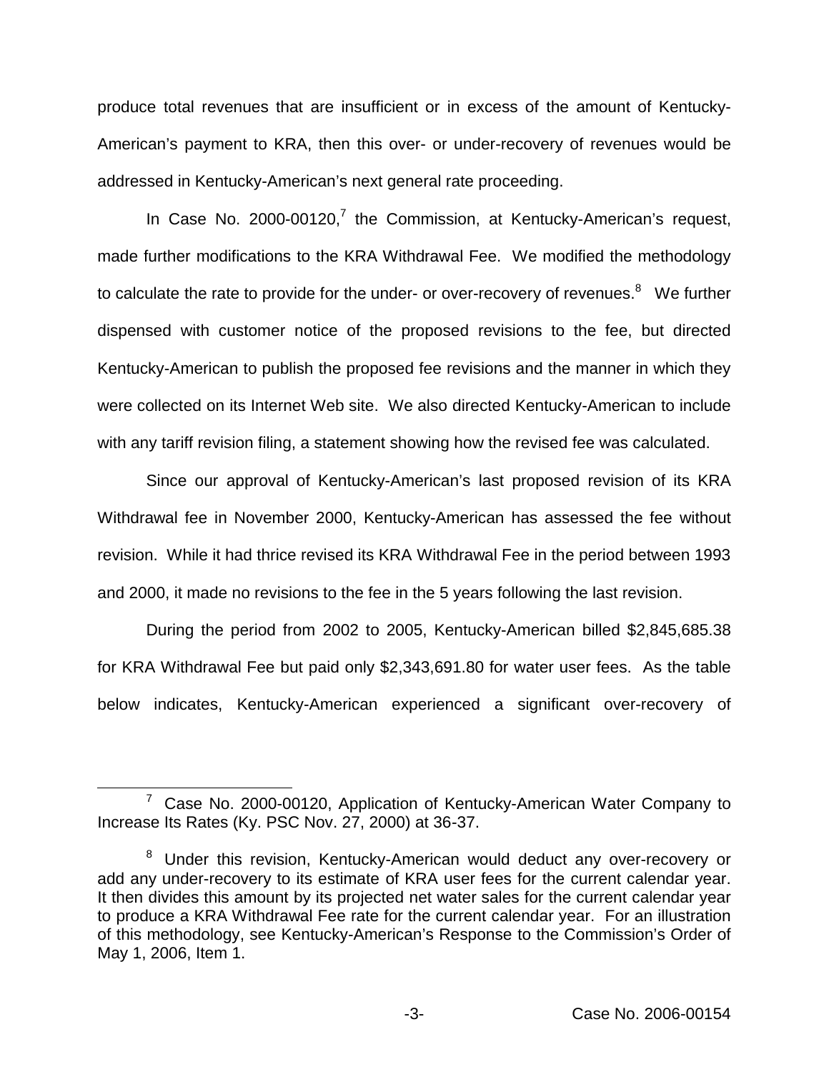produce total revenues that are insufficient or in excess of the amount of Kentucky-American's payment to KRA, then this over- or under-recovery of revenues would be addressed in Kentucky-American's next general rate proceeding.

In Case No. 2000-00120,[7] the Commission, at Kentucky-American's request, made further modifications to the KRA Withdrawal Fee. We modified the methodology to calculate the rate to provide for the under- or over-recovery of revenues.[8] We further dispensed with customer notice of the proposed revisions to the fee, but directed Kentucky-American to publish the proposed fee revisions and the manner in which they were collected on its Internet Web site. We also directed Kentucky-American to include with any tariff revision filing, a statement showing how the revised fee was calculated.

Since our approval of Kentucky-American's last proposed revision of its KRA Withdrawal fee in November 2000, Kentucky-American has assessed the fee without revision. While it had thrice revised its KRA Withdrawal Fee in the period between 1993 and 2000, it made no revisions to the fee in the 5 years following the last revision.

During the period from 2002 to 2005, Kentucky-American billed $2,845,685.38 for KRA Withdrawal Fee but paid only $2,343,691.80 for water user fees. As the table below indicates, Kentucky-American experienced a significant over-recovery of

[7] Case No. 2000-00120, Application of Kentucky-American Water Company to Increase Its Rates (Ky. PSC Nov. 27, 2000) at 36-37.

[8] Under this revision, Kentucky-American would deduct any over-recovery or add any under-recovery to its estimate of KRA user fees for the current calendar year. It then divides this amount by its projected net water sales for the current calendar year to produce a KRA Withdrawal Fee rate for the current calendar year. For an illustration of this methodology, see Kentucky-American's Response to the Commission's Order of May 1, 2006, Item 1.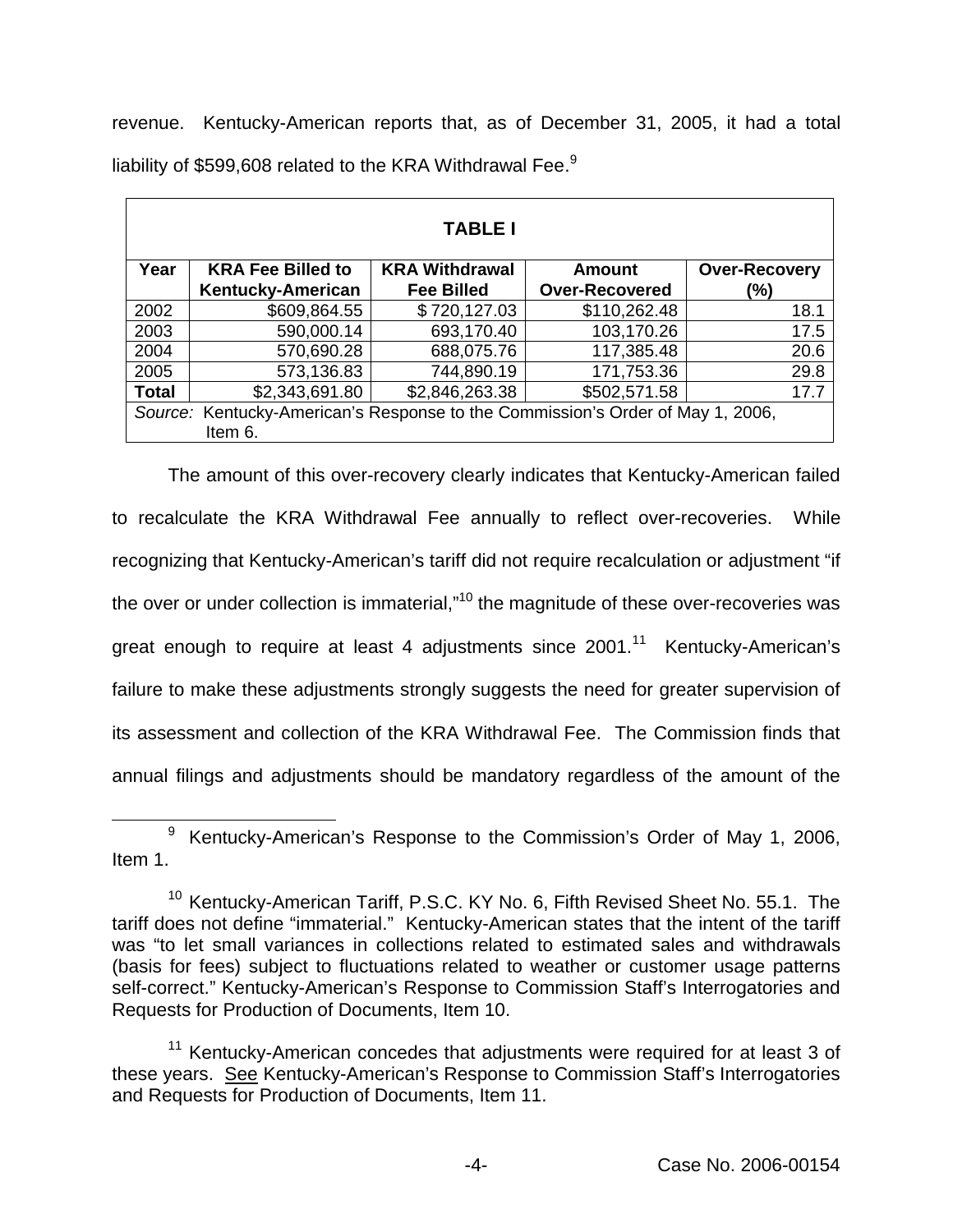revenue. Kentucky-American reports that, as of December 31, 2005, it had a total liability of $599,608 related to the KRA Withdrawal Fee.[9]

| TABLE I | | | | |
|---|---|---|---|---|
| **Year** | **KRA Fee Billed to Kentucky-American** | **KRA Withdrawal Fee Billed** | **Amount Over-Recovered** | **Over-Recovery (%)** |
| 2002 | $609,864.55 | $ 720,127.03 | $110,262.48 | 18.1 |
| 2003 | 590,000.14 | 693,170.40 | 103,170.26 | 17.5 |
| 2004 | 570,690.28 | 688,075.76 | 117,385.48 | 20.6 |
| 2005 | 573,136.83 | 744,890.19 | 171,753.36 | 29.8 |
| **Total** | $2,343,691.80 | $2,846,263.38 | $502,571.58 | 17.7 |

*Source:* Kentucky-American's Response to the Commission's Order of May 1, 2006, Item 6.

The amount of this over-recovery clearly indicates that Kentucky-American failed to recalculate the KRA Withdrawal Fee annually to reflect over-recoveries. While recognizing that Kentucky-American's tariff did not require recalculation or adjustment "if the over or under collection is immaterial,"[10] the magnitude of these over-recoveries was great enough to require at least 4 adjustments since 2001.[11] Kentucky-American's failure to make these adjustments strongly suggests the need for greater supervision of its assessment and collection of the KRA Withdrawal Fee. The Commission finds that annual filings and adjustments should be mandatory regardless of the amount of the

[9] Kentucky-American's Response to the Commission's Order of May 1, 2006, Item 1.

[10] Kentucky-American Tariff, P.S.C. KY No. 6, Fifth Revised Sheet No. 55.1. The tariff does not define "immaterial." Kentucky-American states that the intent of the tariff was "to let small variances in collections related to estimated sales and withdrawals (basis for fees) subject to fluctuations related to weather or customer usage patterns self-correct." Kentucky-American's Response to Commission Staff's Interrogatories and Requests for Production of Documents, Item 10.

[11] Kentucky-American concedes that adjustments were required for at least 3 of these years. See Kentucky-American's Response to Commission Staff's Interrogatories and Requests for Production of Documents, Item 11.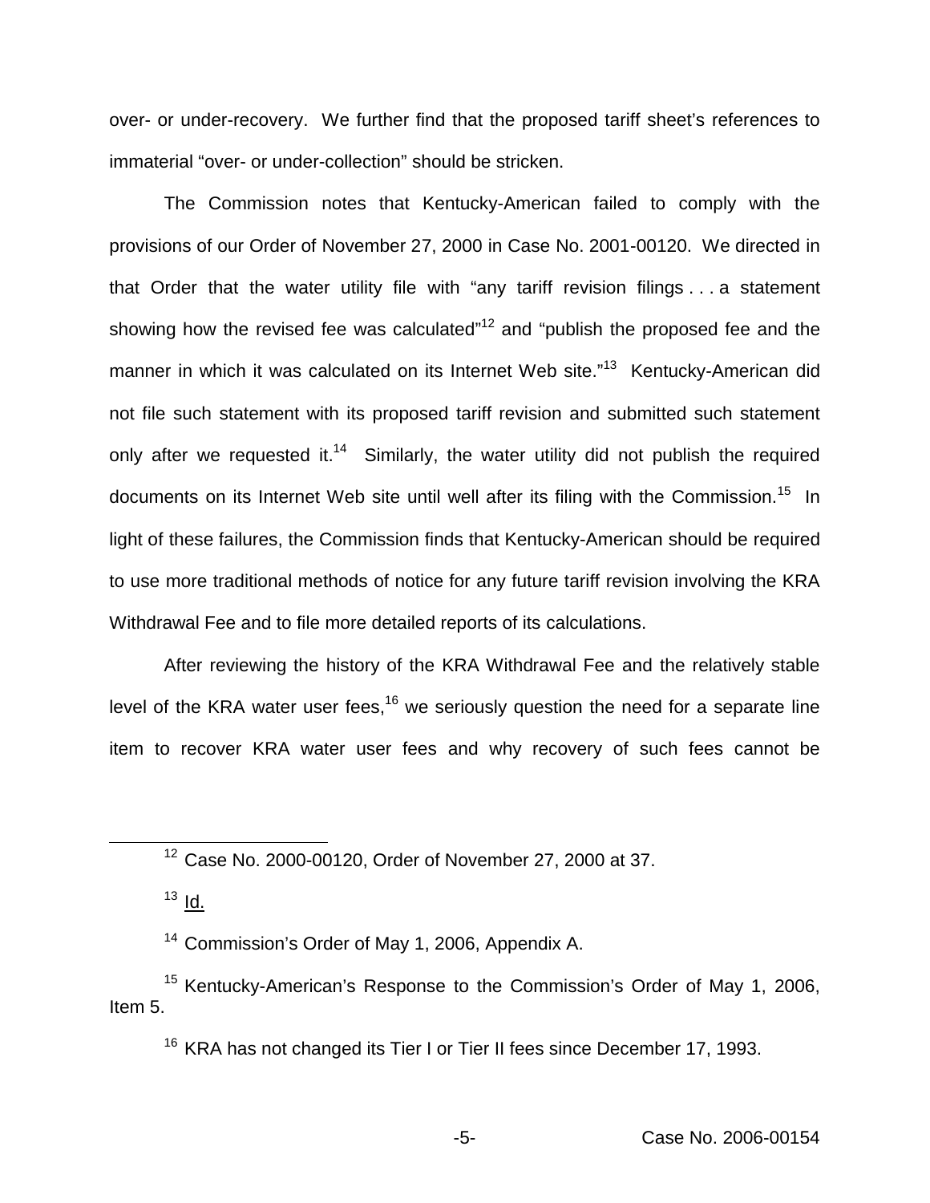over- or under-recovery. We further find that the proposed tariff sheet's references to immaterial "over- or under-collection" should be stricken.

The Commission notes that Kentucky-American failed to comply with the provisions of our Order of November 27, 2000 in Case No. 2001-00120. We directed in that Order that the water utility file with "any tariff revision filings . . . a statement showing how the revised fee was calculated"[12] and "publish the proposed fee and the manner in which it was calculated on its Internet Web site."[13] Kentucky-American did not file such statement with its proposed tariff revision and submitted such statement only after we requested it.[14] Similarly, the water utility did not publish the required documents on its Internet Web site until well after its filing with the Commission.[15] In light of these failures, the Commission finds that Kentucky-American should be required to use more traditional methods of notice for any future tariff revision involving the KRA Withdrawal Fee and to file more detailed reports of its calculations.

After reviewing the history of the KRA Withdrawal Fee and the relatively stable level of the KRA water user fees,[16] we seriously question the need for a separate line item to recover KRA water user fees and why recovery of such fees cannot be

---

[12] Case No. 2000-00120, Order of November 27, 2000 at 37.

[13] Id.

[14] Commission's Order of May 1, 2006, Appendix A.

[15] Kentucky-American's Response to the Commission's Order of May 1, 2006, Item 5.

[16] KRA has not changed its Tier I or Tier II fees since December 17, 1993.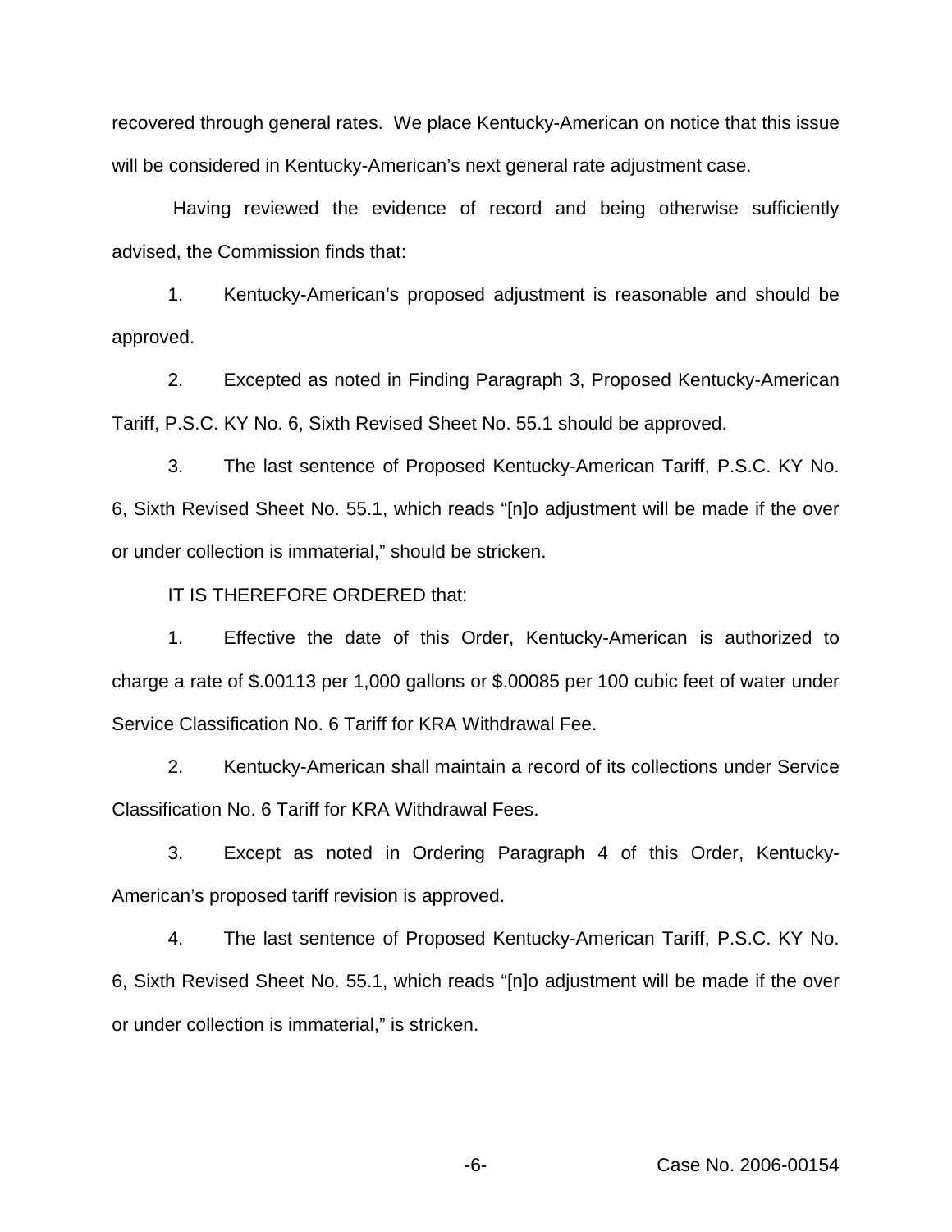recovered through general rates. We place Kentucky-American on notice that this issue will be considered in Kentucky-American's next general rate adjustment case.

Having reviewed the evidence of record and being otherwise sufficiently advised, the Commission finds that:

1. Kentucky-American's proposed adjustment is reasonable and should be approved.

2. Excepted as noted in Finding Paragraph 3, Proposed Kentucky-American Tariff, P.S.C. KY No. 6, Sixth Revised Sheet No. 55.1 should be approved.

3. The last sentence of Proposed Kentucky-American Tariff, P.S.C. KY No. 6, Sixth Revised Sheet No. 55.1, which reads "[n]o adjustment will be made if the over or under collection is immaterial," should be stricken.

IT IS THEREFORE ORDERED that:

1. Effective the date of this Order, Kentucky-American is authorized to charge a rate of $.00113 per 1,000 gallons or $.00085 per 100 cubic feet of water under Service Classification No. 6 Tariff for KRA Withdrawal Fee.

2. Kentucky-American shall maintain a record of its collections under Service Classification No. 6 Tariff for KRA Withdrawal Fees.

3. Except as noted in Ordering Paragraph 4 of this Order, Kentucky-American's proposed tariff revision is approved.

4. The last sentence of Proposed Kentucky-American Tariff, P.S.C. KY No. 6, Sixth Revised Sheet No. 55.1, which reads "[n]o adjustment will be made if the over or under collection is immaterial," is stricken.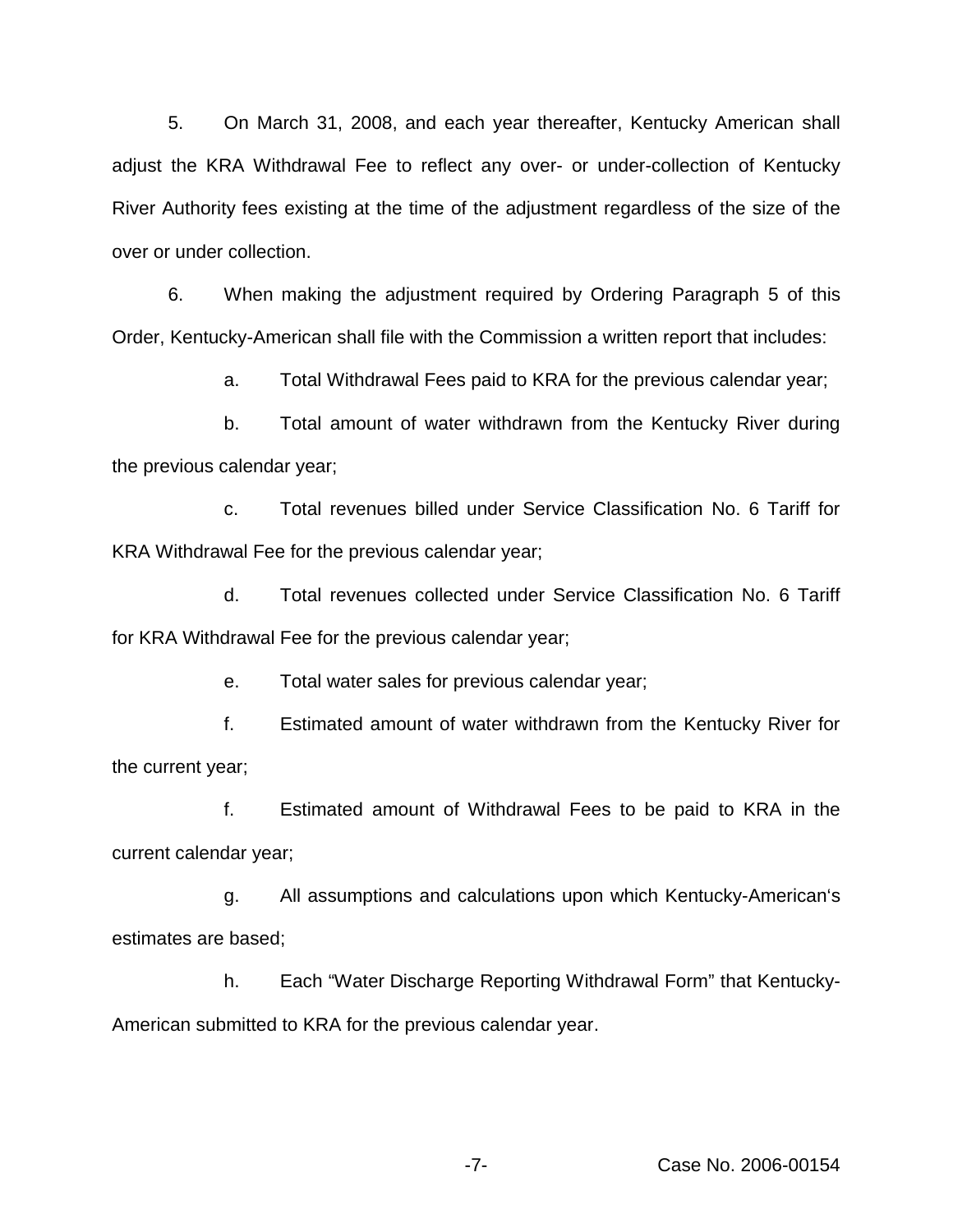5. On March 31, 2008, and each year thereafter, Kentucky American shall adjust the KRA Withdrawal Fee to reflect any over- or under-collection of Kentucky River Authority fees existing at the time of the adjustment regardless of the size of the over or under collection.

6. When making the adjustment required by Ordering Paragraph 5 of this Order, Kentucky-American shall file with the Commission a written report that includes:

a. Total Withdrawal Fees paid to KRA for the previous calendar year;

b. Total amount of water withdrawn from the Kentucky River during the previous calendar year;

c. Total revenues billed under Service Classification No. 6 Tariff for KRA Withdrawal Fee for the previous calendar year;

d. Total revenues collected under Service Classification No. 6 Tariff for KRA Withdrawal Fee for the previous calendar year;

e. Total water sales for previous calendar year;

f. Estimated amount of water withdrawn from the Kentucky River for the current year;

f. Estimated amount of Withdrawal Fees to be paid to KRA in the current calendar year;

g. All assumptions and calculations upon which Kentucky-American's estimates are based;

h. Each "Water Discharge Reporting Withdrawal Form" that Kentucky-American submitted to KRA for the previous calendar year.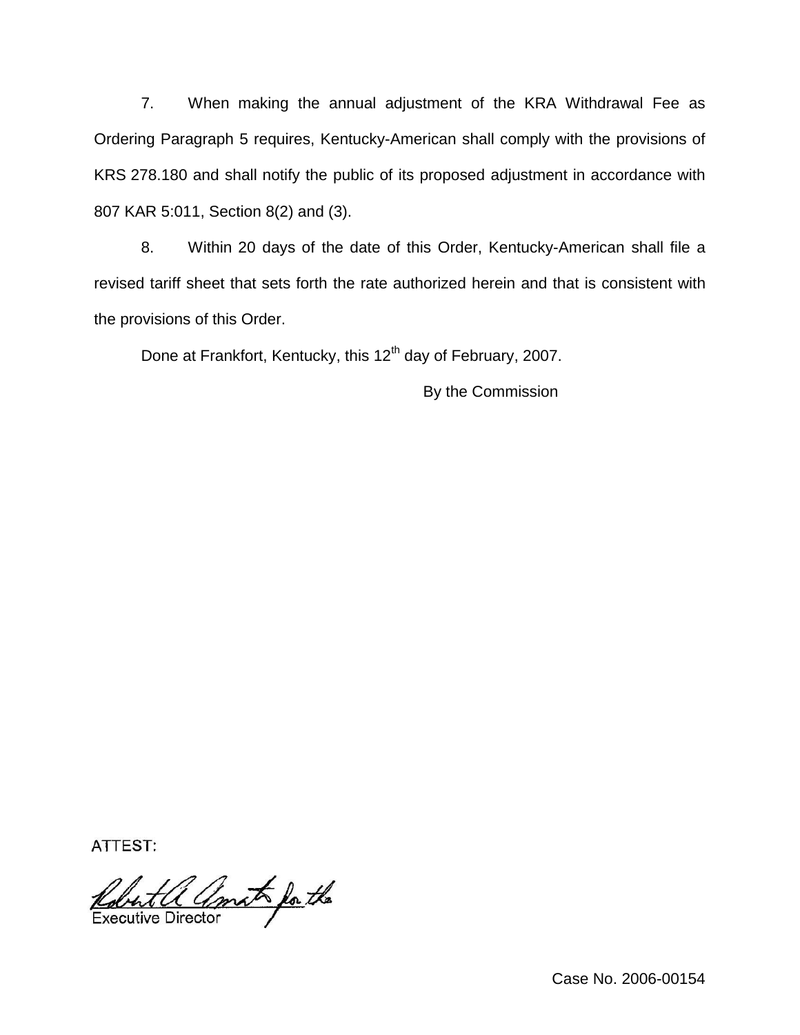7. When making the annual adjustment of the KRA Withdrawal Fee as Ordering Paragraph 5 requires, Kentucky-American shall comply with the provisions of KRS 278.180 and shall notify the public of its proposed adjustment in accordance with 807 KAR 5:011, Section 8(2) and (3).

8. Within 20 days of the date of this Order, Kentucky-American shall file a revised tariff sheet that sets forth the rate authorized herein and that is consistent with the provisions of this Order.

Done at Frankfort, Kentucky, this 12th day of February, 2007.

By the Commission

ATTEST:

Robert A. Amato for the
Executive Director

Case No. 2006-00154